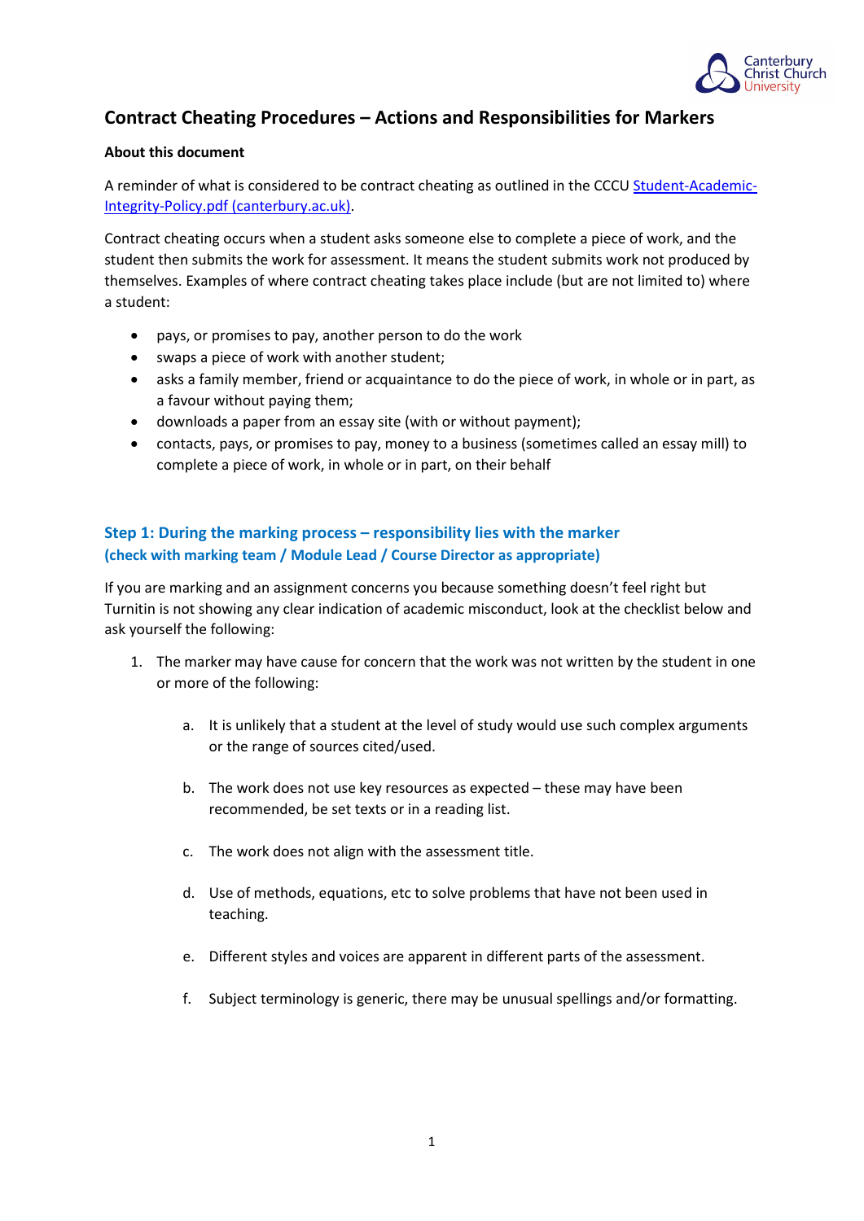# Contract Cheating Procedures – Actions and Responsibilities for Markers

**About this document**

A reminder of what is considered to be contract cheating as outlined in the CCCU [Student-Academic-Integrity-Policy.pdf (canterbury.ac.uk)](Student-Academic-Integrity-Policy.pdf).

Contract cheating occurs when a student asks someone else to complete a piece of work, and the student then submits the work for assessment. It means the student submits work not produced by themselves. Examples of where contract cheating takes place include (but are not limited to) where a student:

- pays, or promises to pay, another person to do the work
- swaps a piece of work with another student;
- asks a family member, friend or acquaintance to do the piece of work, in whole or in part, as a favour without paying them;
- downloads a paper from an essay site (with or without payment);
- contacts, pays, or promises to pay, money to a business (sometimes called an essay mill) to complete a piece of work, in whole or in part, on their behalf

## Step 1: During the marking process – responsibility lies with the marker

### (check with marking team / Module Lead / Course Director as appropriate)

If you are marking and an assignment concerns you because something doesn't feel right but Turnitin is not showing any clear indication of academic misconduct, look at the checklist below and ask yourself the following:

1. The marker may have cause for concern that the work was not written by the student in one or more of the following:

    a. It is unlikely that a student at the level of study would use such complex arguments or the range of sources cited/used.

    b. The work does not use key resources as expected – these may have been recommended, be set texts or in a reading list.

    c. The work does not align with the assessment title.

    d. Use of methods, equations, etc to solve problems that have not been used in teaching.

    e. Different styles and voices are apparent in different parts of the assessment.

    f. Subject terminology is generic, there may be unusual spellings and/or formatting.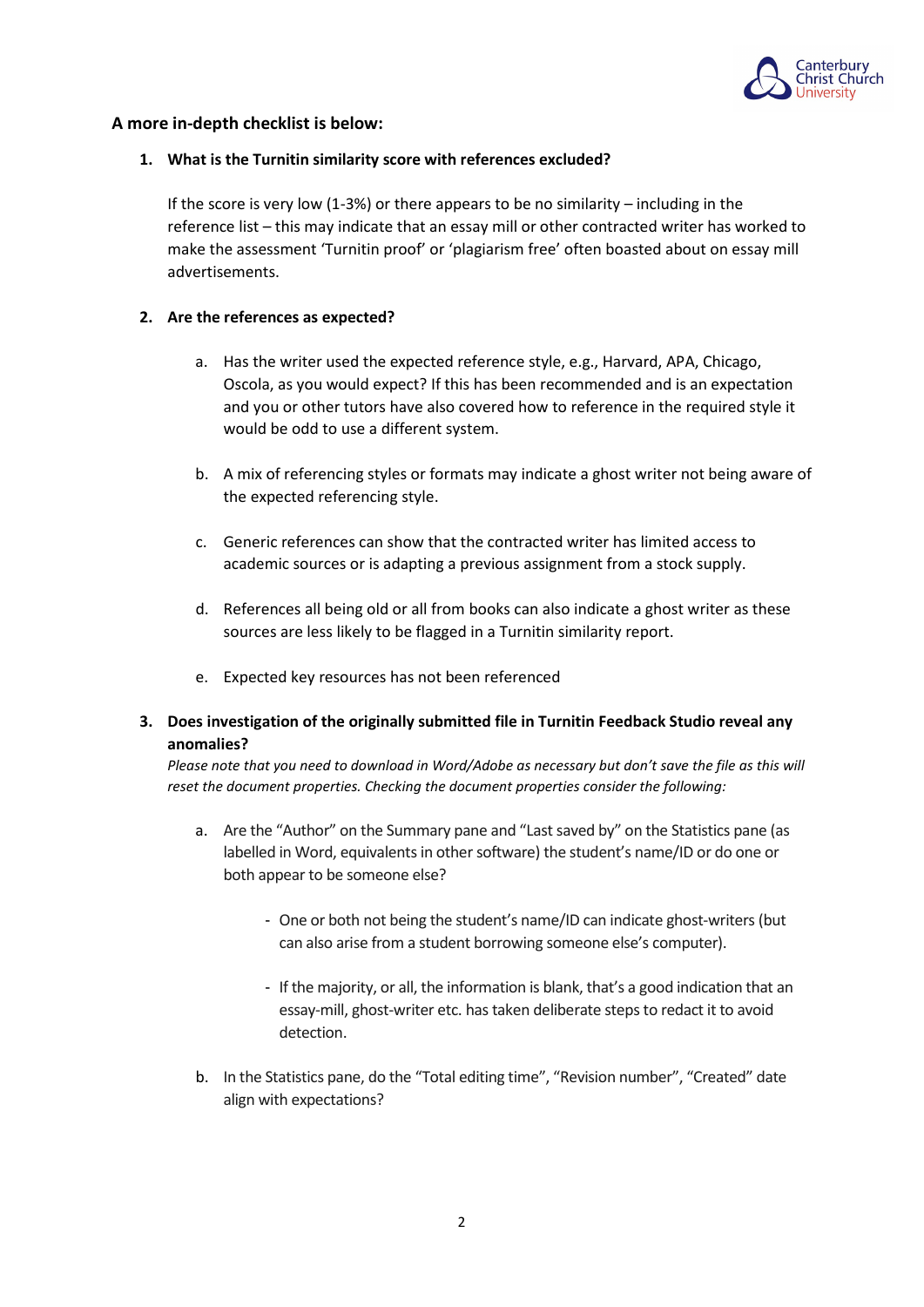### A more in-depth checklist is below:

1. **What is the Turnitin similarity score with references excluded?**

   If the score is very low (1-3%) or there appears to be no similarity – including in the reference list – this may indicate that an essay mill or other contracted writer has worked to make the assessment 'Turnitin proof' or 'plagiarism free' often boasted about on essay mill advertisements.

2. **Are the references as expected?**

   a. Has the writer used the expected reference style, e.g., Harvard, APA, Chicago, Oscola, as you would expect? If this has been recommended and is an expectation and you or other tutors have also covered how to reference in the required style it would be odd to use a different system.

   b. A mix of referencing styles or formats may indicate a ghost writer not being aware of the expected referencing style.

   c. Generic references can show that the contracted writer has limited access to academic sources or is adapting a previous assignment from a stock supply.

   d. References all being old or all from books can also indicate a ghost writer as these sources are less likely to be flagged in a Turnitin similarity report.

   e. Expected key resources has not been referenced

3. **Does investigation of the originally submitted file in Turnitin Feedback Studio reveal any anomalies?**
   *Please note that you need to download in Word/Adobe as necessary but don't save the file as this will reset the document properties. Checking the document properties consider the following:*

   a. Are the "Author" on the Summary pane and "Last saved by" on the Statistics pane (as labelled in Word, equivalents in other software) the student's name/ID or do one or both appear to be someone else?

      - One or both not being the student's name/ID can indicate ghost-writers (but can also arise from a student borrowing someone else's computer).

      - If the majority, or all, the information is blank, that's a good indication that an essay-mill, ghost-writer etc. has taken deliberate steps to redact it to avoid detection.

   b. In the Statistics pane, do the "Total editing time", "Revision number", "Created" date align with expectations?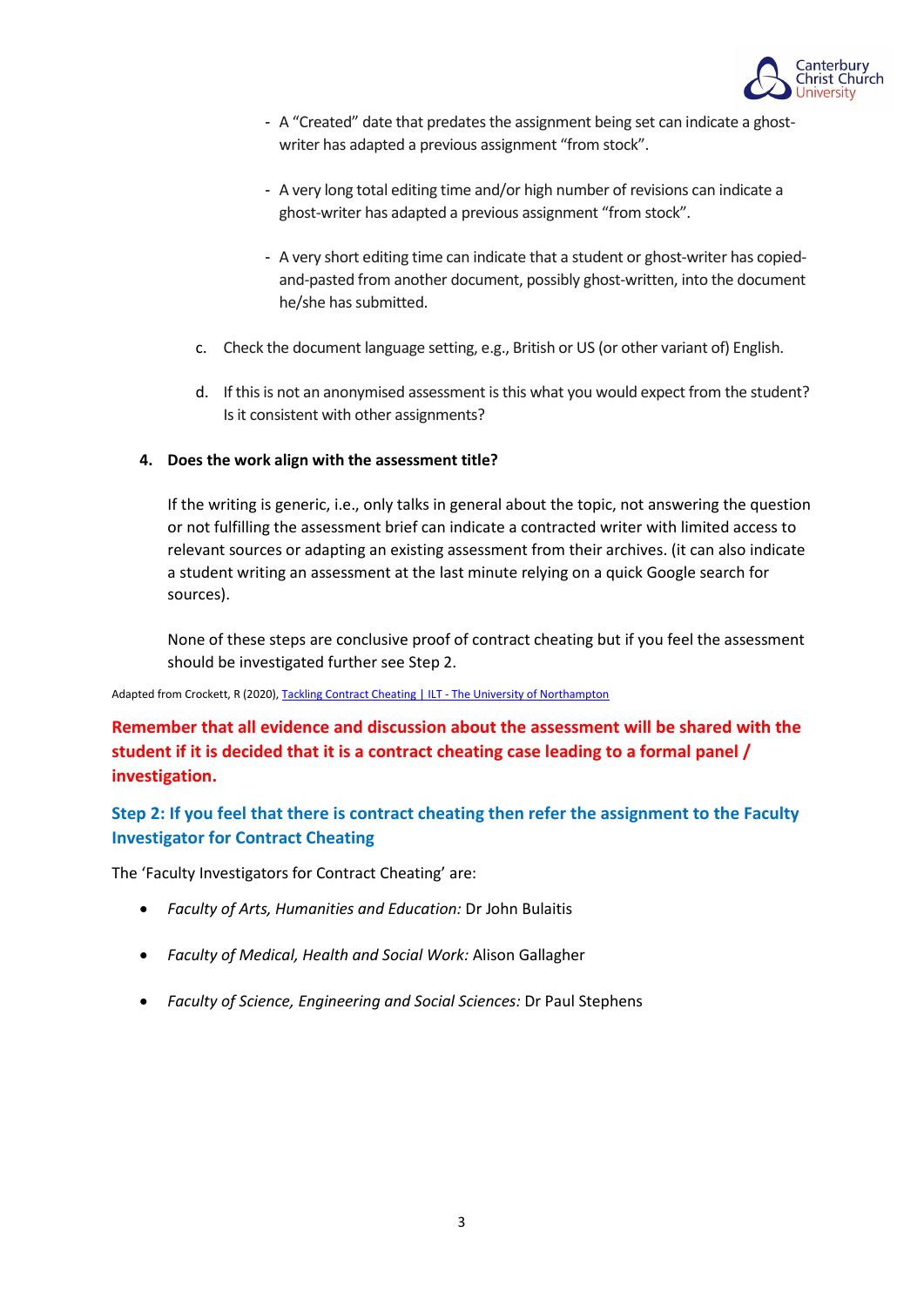- A "Created" date that predates the assignment being set can indicate a ghost-writer has adapted a previous assignment "from stock".

- A very long total editing time and/or high number of revisions can indicate a ghost-writer has adapted a previous assignment "from stock".

- A very short editing time can indicate that a student or ghost-writer has copied-and-pasted from another document, possibly ghost-written, into the document he/she has submitted.

c. Check the document language setting, e.g., British or US (or other variant of) English.

d. If this is not an anonymised assessment is this what you would expect from the student? Is it consistent with other assignments?

**4. Does the work align with the assessment title?**

If the writing is generic, i.e., only talks in general about the topic, not answering the question or not fulfilling the assessment brief can indicate a contracted writer with limited access to relevant sources or adapting an existing assessment from their archives. (it can also indicate a student writing an assessment at the last minute relying on a quick Google search for sources).

None of these steps are conclusive proof of contract cheating but if you feel the assessment should be investigated further see Step 2.

Adapted from Crockett, R (2020), [Tackling Contract Cheating | ILT - The University of Northampton]

**Remember that all evidence and discussion about the assessment will be shared with the student if it is decided that it is a contract cheating case leading to a formal panel / investigation.**

## Step 2: If you feel that there is contract cheating then refer the assignment to the Faculty Investigator for Contract Cheating

The 'Faculty Investigators for Contract Cheating' are:

- *Faculty of Arts, Humanities and Education:* Dr John Bulaitis
- *Faculty of Medical, Health and Social Work:* Alison Gallagher
- *Faculty of Science, Engineering and Social Sciences:* Dr Paul Stephens